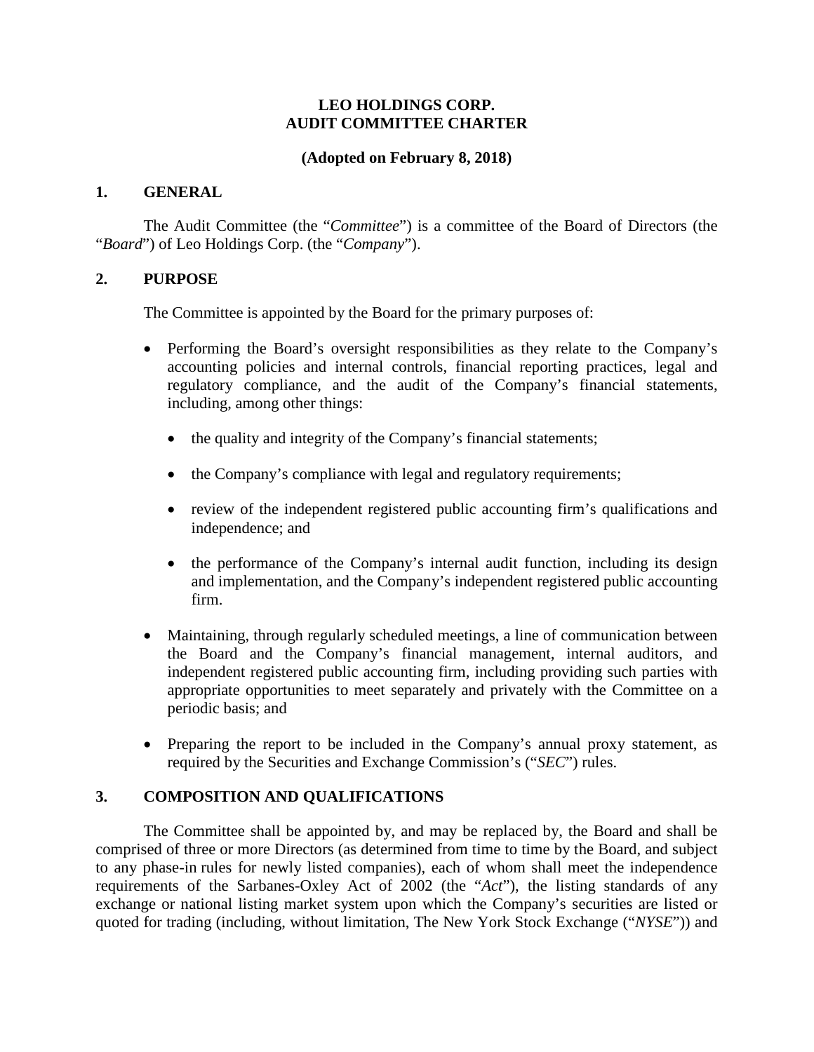# LEO HOLDINGS CORP.
# AUDIT COMMITTEE CHARTER

**(Adopted on February 8, 2018)**

## 1. GENERAL

The Audit Committee (the "*Committee*") is a committee of the Board of Directors (the "*Board*") of Leo Holdings Corp. (the "*Company*").

## 2. PURPOSE

The Committee is appointed by the Board for the primary purposes of:

- Performing the Board's oversight responsibilities as they relate to the Company's accounting policies and internal controls, financial reporting practices, legal and regulatory compliance, and the audit of the Company's financial statements, including, among other things:
  - the quality and integrity of the Company's financial statements;
  - the Company's compliance with legal and regulatory requirements;
  - review of the independent registered public accounting firm's qualifications and independence; and
  - the performance of the Company's internal audit function, including its design and implementation, and the Company's independent registered public accounting firm.
- Maintaining, through regularly scheduled meetings, a line of communication between the Board and the Company's financial management, internal auditors, and independent registered public accounting firm, including providing such parties with appropriate opportunities to meet separately and privately with the Committee on a periodic basis; and
- Preparing the report to be included in the Company's annual proxy statement, as required by the Securities and Exchange Commission's ("*SEC*") rules.

## 3. COMPOSITION AND QUALIFICATIONS

The Committee shall be appointed by, and may be replaced by, the Board and shall be comprised of three or more Directors (as determined from time to time by the Board, and subject to any phase-in rules for newly listed companies), each of whom shall meet the independence requirements of the Sarbanes-Oxley Act of 2002 (the "*Act*"), the listing standards of any exchange or national listing market system upon which the Company's securities are listed or quoted for trading (including, without limitation, The New York Stock Exchange ("*NYSE*")) and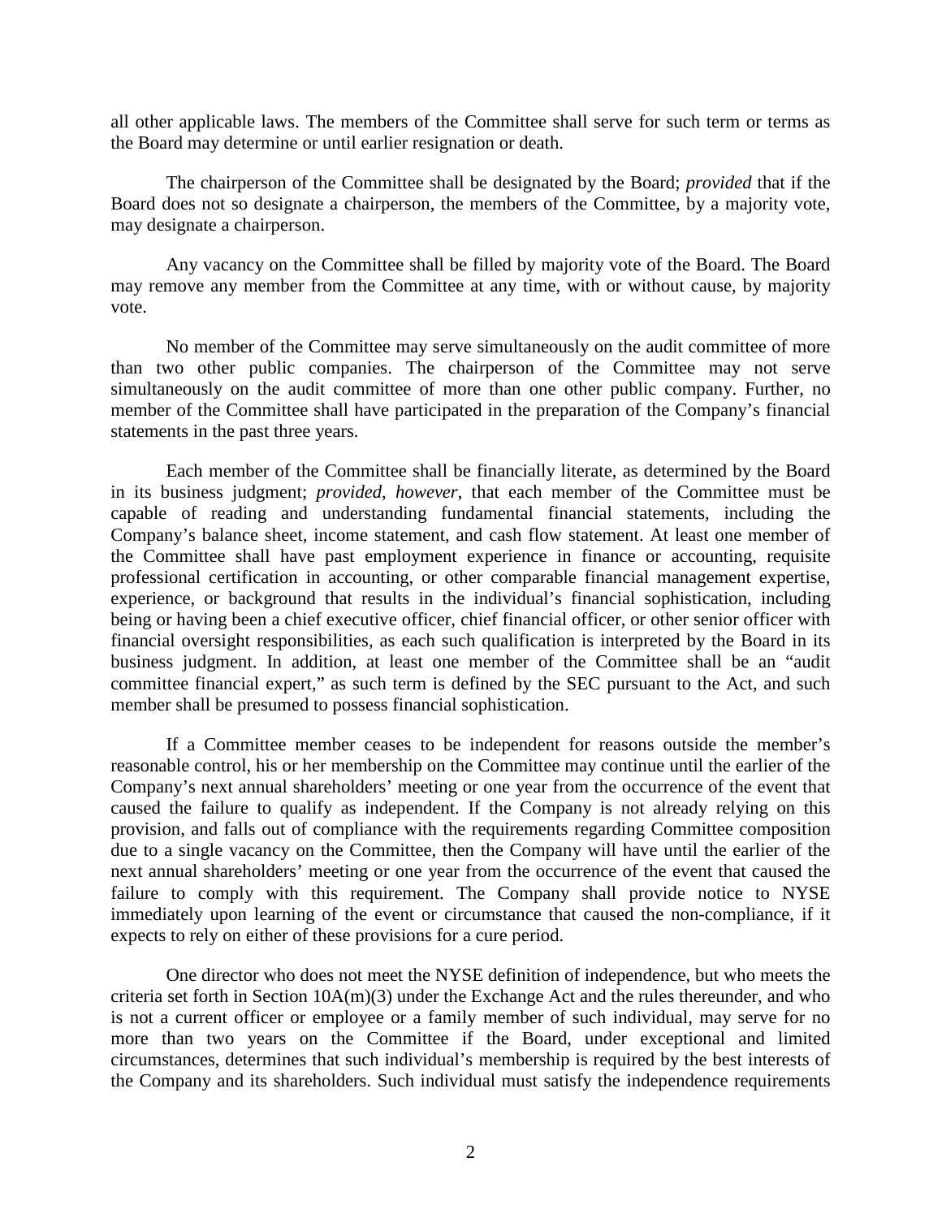all other applicable laws. The members of the Committee shall serve for such term or terms as the Board may determine or until earlier resignation or death.

The chairperson of the Committee shall be designated by the Board; *provided* that if the Board does not so designate a chairperson, the members of the Committee, by a majority vote, may designate a chairperson.

Any vacancy on the Committee shall be filled by majority vote of the Board. The Board may remove any member from the Committee at any time, with or without cause, by majority vote.

No member of the Committee may serve simultaneously on the audit committee of more than two other public companies. The chairperson of the Committee may not serve simultaneously on the audit committee of more than one other public company. Further, no member of the Committee shall have participated in the preparation of the Company's financial statements in the past three years.

Each member of the Committee shall be financially literate, as determined by the Board in its business judgment; *provided, however*, that each member of the Committee must be capable of reading and understanding fundamental financial statements, including the Company's balance sheet, income statement, and cash flow statement. At least one member of the Committee shall have past employment experience in finance or accounting, requisite professional certification in accounting, or other comparable financial management expertise, experience, or background that results in the individual's financial sophistication, including being or having been a chief executive officer, chief financial officer, or other senior officer with financial oversight responsibilities, as each such qualification is interpreted by the Board in its business judgment. In addition, at least one member of the Committee shall be an "audit committee financial expert," as such term is defined by the SEC pursuant to the Act, and such member shall be presumed to possess financial sophistication.

If a Committee member ceases to be independent for reasons outside the member's reasonable control, his or her membership on the Committee may continue until the earlier of the Company's next annual shareholders' meeting or one year from the occurrence of the event that caused the failure to qualify as independent. If the Company is not already relying on this provision, and falls out of compliance with the requirements regarding Committee composition due to a single vacancy on the Committee, then the Company will have until the earlier of the next annual shareholders' meeting or one year from the occurrence of the event that caused the failure to comply with this requirement. The Company shall provide notice to NYSE immediately upon learning of the event or circumstance that caused the non-compliance, if it expects to rely on either of these provisions for a cure period.

One director who does not meet the NYSE definition of independence, but who meets the criteria set forth in Section 10A(m)(3) under the Exchange Act and the rules thereunder, and who is not a current officer or employee or a family member of such individual, may serve for no more than two years on the Committee if the Board, under exceptional and limited circumstances, determines that such individual's membership is required by the best interests of the Company and its shareholders. Such individual must satisfy the independence requirements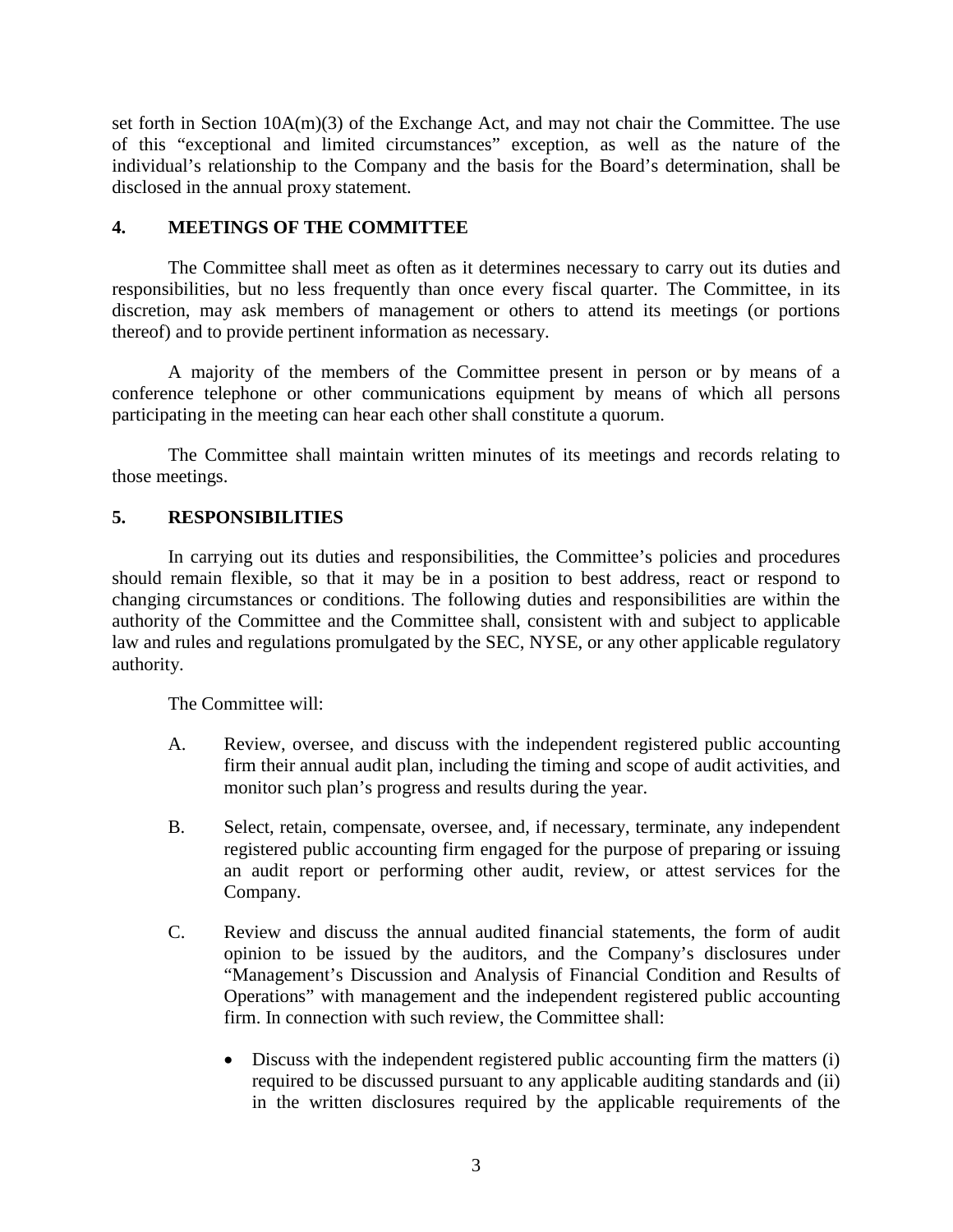set forth in Section 10A(m)(3) of the Exchange Act, and may not chair the Committee. The use of this "exceptional and limited circumstances" exception, as well as the nature of the individual's relationship to the Company and the basis for the Board's determination, shall be disclosed in the annual proxy statement.

## 4. MEETINGS OF THE COMMITTEE

The Committee shall meet as often as it determines necessary to carry out its duties and responsibilities, but no less frequently than once every fiscal quarter. The Committee, in its discretion, may ask members of management or others to attend its meetings (or portions thereof) and to provide pertinent information as necessary.

A majority of the members of the Committee present in person or by means of a conference telephone or other communications equipment by means of which all persons participating in the meeting can hear each other shall constitute a quorum.

The Committee shall maintain written minutes of its meetings and records relating to those meetings.

## 5. RESPONSIBILITIES

In carrying out its duties and responsibilities, the Committee's policies and procedures should remain flexible, so that it may be in a position to best address, react or respond to changing circumstances or conditions. The following duties and responsibilities are within the authority of the Committee and the Committee shall, consistent with and subject to applicable law and rules and regulations promulgated by the SEC, NYSE, or any other applicable regulatory authority.

The Committee will:

A. Review, oversee, and discuss with the independent registered public accounting firm their annual audit plan, including the timing and scope of audit activities, and monitor such plan's progress and results during the year.

B. Select, retain, compensate, oversee, and, if necessary, terminate, any independent registered public accounting firm engaged for the purpose of preparing or issuing an audit report or performing other audit, review, or attest services for the Company.

C. Review and discuss the annual audited financial statements, the form of audit opinion to be issued by the auditors, and the Company's disclosures under "Management's Discussion and Analysis of Financial Condition and Results of Operations" with management and the independent registered public accounting firm. In connection with such review, the Committee shall:

   - Discuss with the independent registered public accounting firm the matters (i) required to be discussed pursuant to any applicable auditing standards and (ii) in the written disclosures required by the applicable requirements of the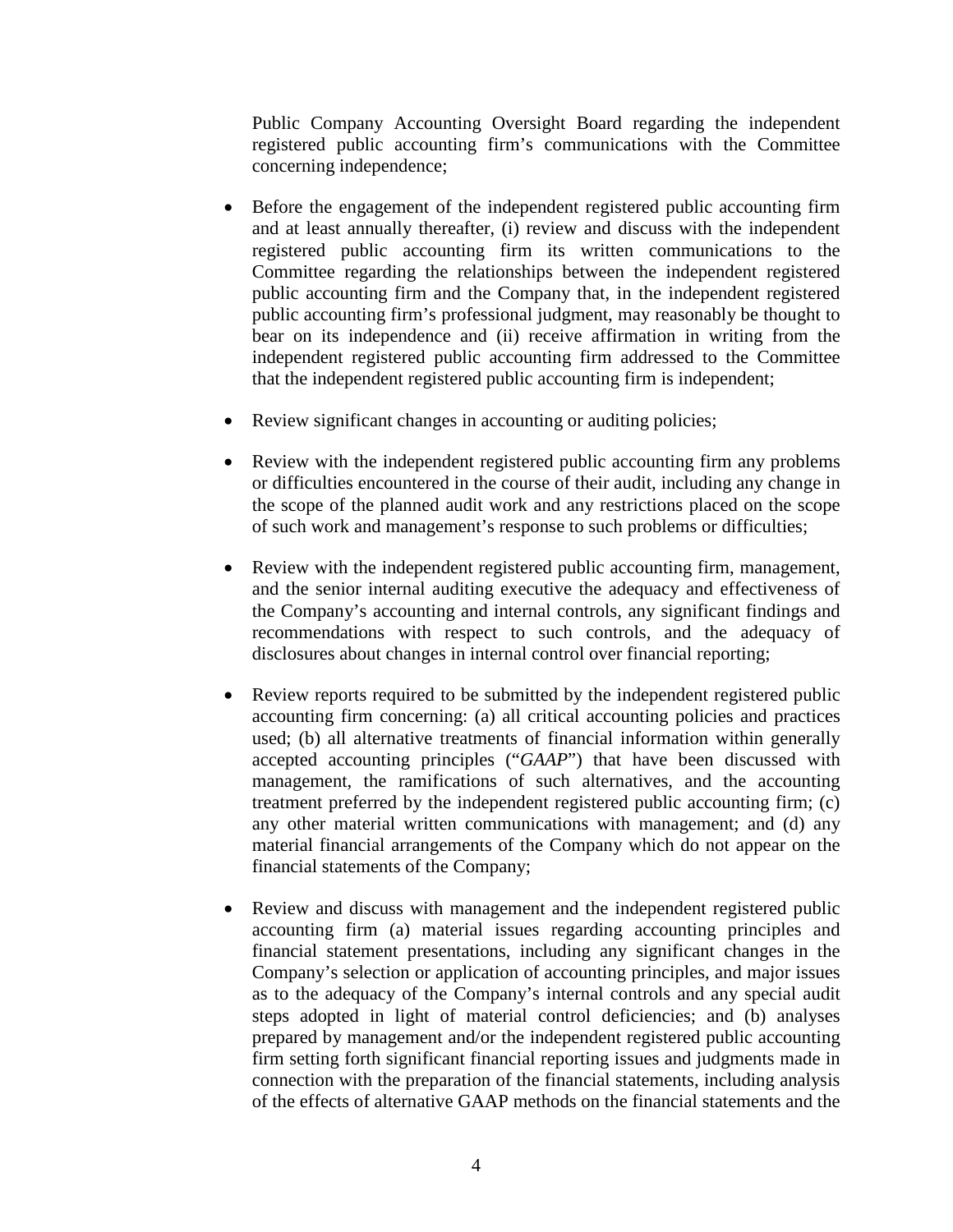Public Company Accounting Oversight Board regarding the independent registered public accounting firm's communications with the Committee concerning independence;

- Before the engagement of the independent registered public accounting firm and at least annually thereafter, (i) review and discuss with the independent registered public accounting firm its written communications to the Committee regarding the relationships between the independent registered public accounting firm and the Company that, in the independent registered public accounting firm's professional judgment, may reasonably be thought to bear on its independence and (ii) receive affirmation in writing from the independent registered public accounting firm addressed to the Committee that the independent registered public accounting firm is independent;

- Review significant changes in accounting or auditing policies;

- Review with the independent registered public accounting firm any problems or difficulties encountered in the course of their audit, including any change in the scope of the planned audit work and any restrictions placed on the scope of such work and management's response to such problems or difficulties;

- Review with the independent registered public accounting firm, management, and the senior internal auditing executive the adequacy and effectiveness of the Company's accounting and internal controls, any significant findings and recommendations with respect to such controls, and the adequacy of disclosures about changes in internal control over financial reporting;

- Review reports required to be submitted by the independent registered public accounting firm concerning: (a) all critical accounting policies and practices used; (b) all alternative treatments of financial information within generally accepted accounting principles ("*GAAP*") that have been discussed with management, the ramifications of such alternatives, and the accounting treatment preferred by the independent registered public accounting firm; (c) any other material written communications with management; and (d) any material financial arrangements of the Company which do not appear on the financial statements of the Company;

- Review and discuss with management and the independent registered public accounting firm (a) material issues regarding accounting principles and financial statement presentations, including any significant changes in the Company's selection or application of accounting principles, and major issues as to the adequacy of the Company's internal controls and any special audit steps adopted in light of material control deficiencies; and (b) analyses prepared by management and/or the independent registered public accounting firm setting forth significant financial reporting issues and judgments made in connection with the preparation of the financial statements, including analysis of the effects of alternative GAAP methods on the financial statements and the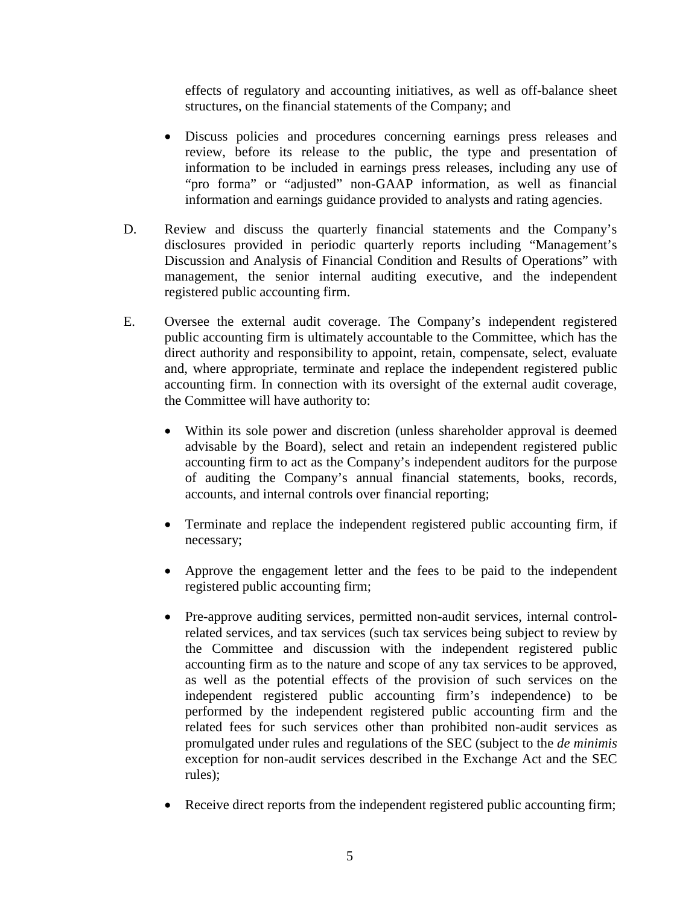effects of regulatory and accounting initiatives, as well as off-balance sheet structures, on the financial statements of the Company; and

- Discuss policies and procedures concerning earnings press releases and review, before its release to the public, the type and presentation of information to be included in earnings press releases, including any use of "pro forma" or "adjusted" non-GAAP information, as well as financial information and earnings guidance provided to analysts and rating agencies.

D. Review and discuss the quarterly financial statements and the Company's disclosures provided in periodic quarterly reports including "Management's Discussion and Analysis of Financial Condition and Results of Operations" with management, the senior internal auditing executive, and the independent registered public accounting firm.

E. Oversee the external audit coverage. The Company's independent registered public accounting firm is ultimately accountable to the Committee, which has the direct authority and responsibility to appoint, retain, compensate, select, evaluate and, where appropriate, terminate and replace the independent registered public accounting firm. In connection with its oversight of the external audit coverage, the Committee will have authority to:

- Within its sole power and discretion (unless shareholder approval is deemed advisable by the Board), select and retain an independent registered public accounting firm to act as the Company's independent auditors for the purpose of auditing the Company's annual financial statements, books, records, accounts, and internal controls over financial reporting;

- Terminate and replace the independent registered public accounting firm, if necessary;

- Approve the engagement letter and the fees to be paid to the independent registered public accounting firm;

- Pre-approve auditing services, permitted non-audit services, internal control-related services, and tax services (such tax services being subject to review by the Committee and discussion with the independent registered public accounting firm as to the nature and scope of any tax services to be approved, as well as the potential effects of the provision of such services on the independent registered public accounting firm's independence) to be performed by the independent registered public accounting firm and the related fees for such services other than prohibited non-audit services as promulgated under rules and regulations of the SEC (subject to the *de minimis* exception for non-audit services described in the Exchange Act and the SEC rules);

- Receive direct reports from the independent registered public accounting firm;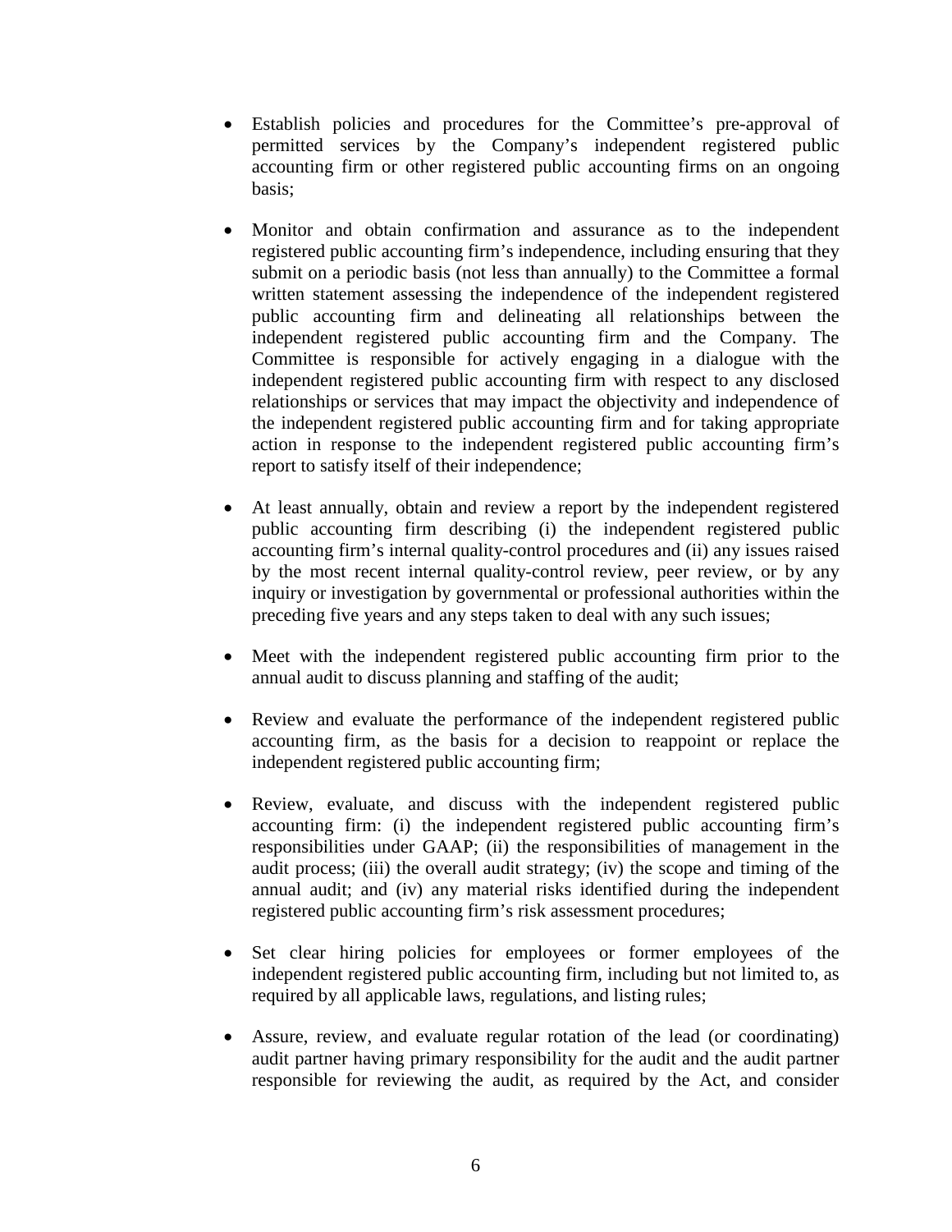- Establish policies and procedures for the Committee's pre-approval of permitted services by the Company's independent registered public accounting firm or other registered public accounting firms on an ongoing basis;
- Monitor and obtain confirmation and assurance as to the independent registered public accounting firm's independence, including ensuring that they submit on a periodic basis (not less than annually) to the Committee a formal written statement assessing the independence of the independent registered public accounting firm and delineating all relationships between the independent registered public accounting firm and the Company. The Committee is responsible for actively engaging in a dialogue with the independent registered public accounting firm with respect to any disclosed relationships or services that may impact the objectivity and independence of the independent registered public accounting firm and for taking appropriate action in response to the independent registered public accounting firm's report to satisfy itself of their independence;
- At least annually, obtain and review a report by the independent registered public accounting firm describing (i) the independent registered public accounting firm's internal quality-control procedures and (ii) any issues raised by the most recent internal quality-control review, peer review, or by any inquiry or investigation by governmental or professional authorities within the preceding five years and any steps taken to deal with any such issues;
- Meet with the independent registered public accounting firm prior to the annual audit to discuss planning and staffing of the audit;
- Review and evaluate the performance of the independent registered public accounting firm, as the basis for a decision to reappoint or replace the independent registered public accounting firm;
- Review, evaluate, and discuss with the independent registered public accounting firm: (i) the independent registered public accounting firm's responsibilities under GAAP; (ii) the responsibilities of management in the audit process; (iii) the overall audit strategy; (iv) the scope and timing of the annual audit; and (iv) any material risks identified during the independent registered public accounting firm's risk assessment procedures;
- Set clear hiring policies for employees or former employees of the independent registered public accounting firm, including but not limited to, as required by all applicable laws, regulations, and listing rules;
- Assure, review, and evaluate regular rotation of the lead (or coordinating) audit partner having primary responsibility for the audit and the audit partner responsible for reviewing the audit, as required by the Act, and consider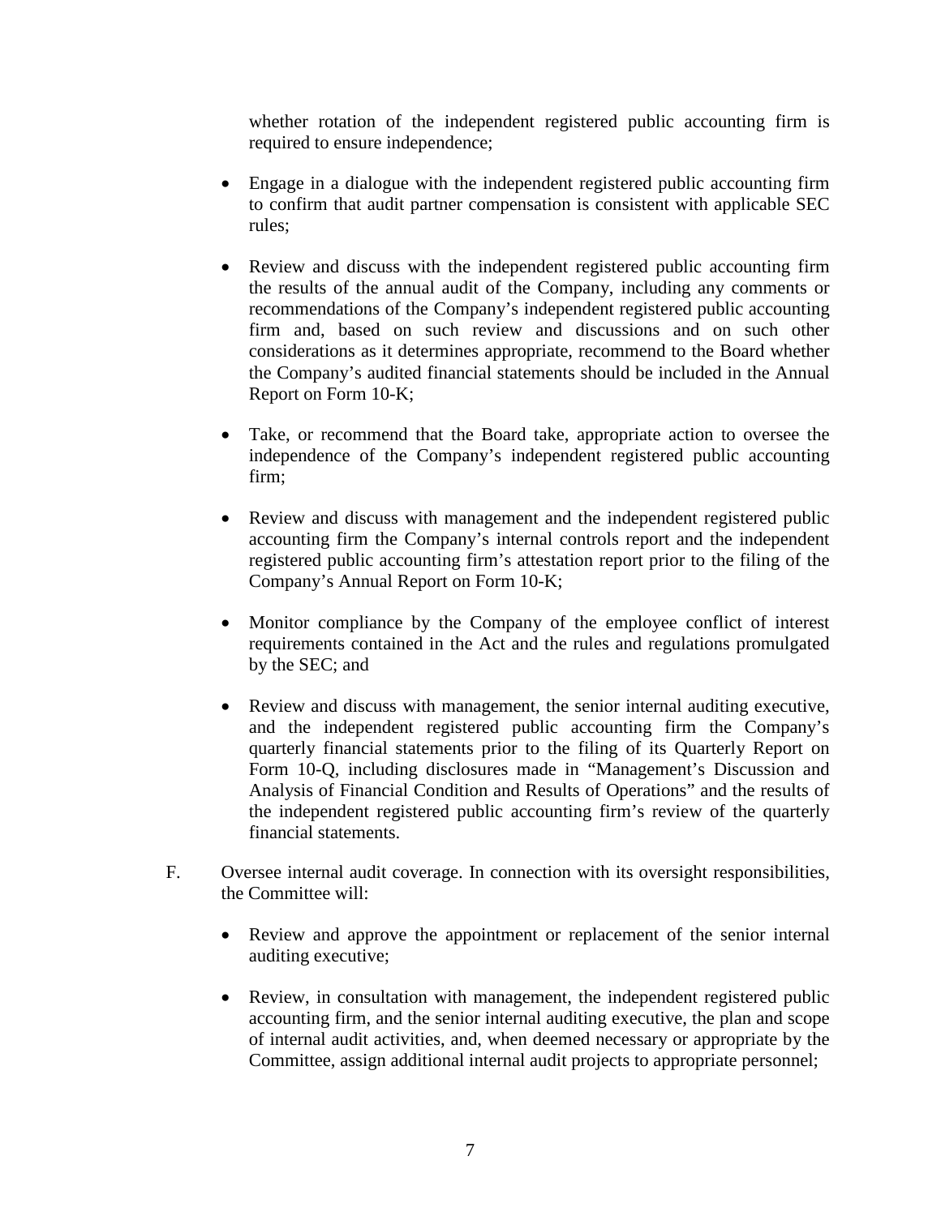whether rotation of the independent registered public accounting firm is required to ensure independence;

- Engage in a dialogue with the independent registered public accounting firm to confirm that audit partner compensation is consistent with applicable SEC rules;

- Review and discuss with the independent registered public accounting firm the results of the annual audit of the Company, including any comments or recommendations of the Company's independent registered public accounting firm and, based on such review and discussions and on such other considerations as it determines appropriate, recommend to the Board whether the Company's audited financial statements should be included in the Annual Report on Form 10-K;

- Take, or recommend that the Board take, appropriate action to oversee the independence of the Company's independent registered public accounting firm;

- Review and discuss with management and the independent registered public accounting firm the Company's internal controls report and the independent registered public accounting firm's attestation report prior to the filing of the Company's Annual Report on Form 10-K;

- Monitor compliance by the Company of the employee conflict of interest requirements contained in the Act and the rules and regulations promulgated by the SEC; and

- Review and discuss with management, the senior internal auditing executive, and the independent registered public accounting firm the Company's quarterly financial statements prior to the filing of its Quarterly Report on Form 10-Q, including disclosures made in "Management's Discussion and Analysis of Financial Condition and Results of Operations" and the results of the independent registered public accounting firm's review of the quarterly financial statements.

F. Oversee internal audit coverage. In connection with its oversight responsibilities, the Committee will:

- Review and approve the appointment or replacement of the senior internal auditing executive;

- Review, in consultation with management, the independent registered public accounting firm, and the senior internal auditing executive, the plan and scope of internal audit activities, and, when deemed necessary or appropriate by the Committee, assign additional internal audit projects to appropriate personnel;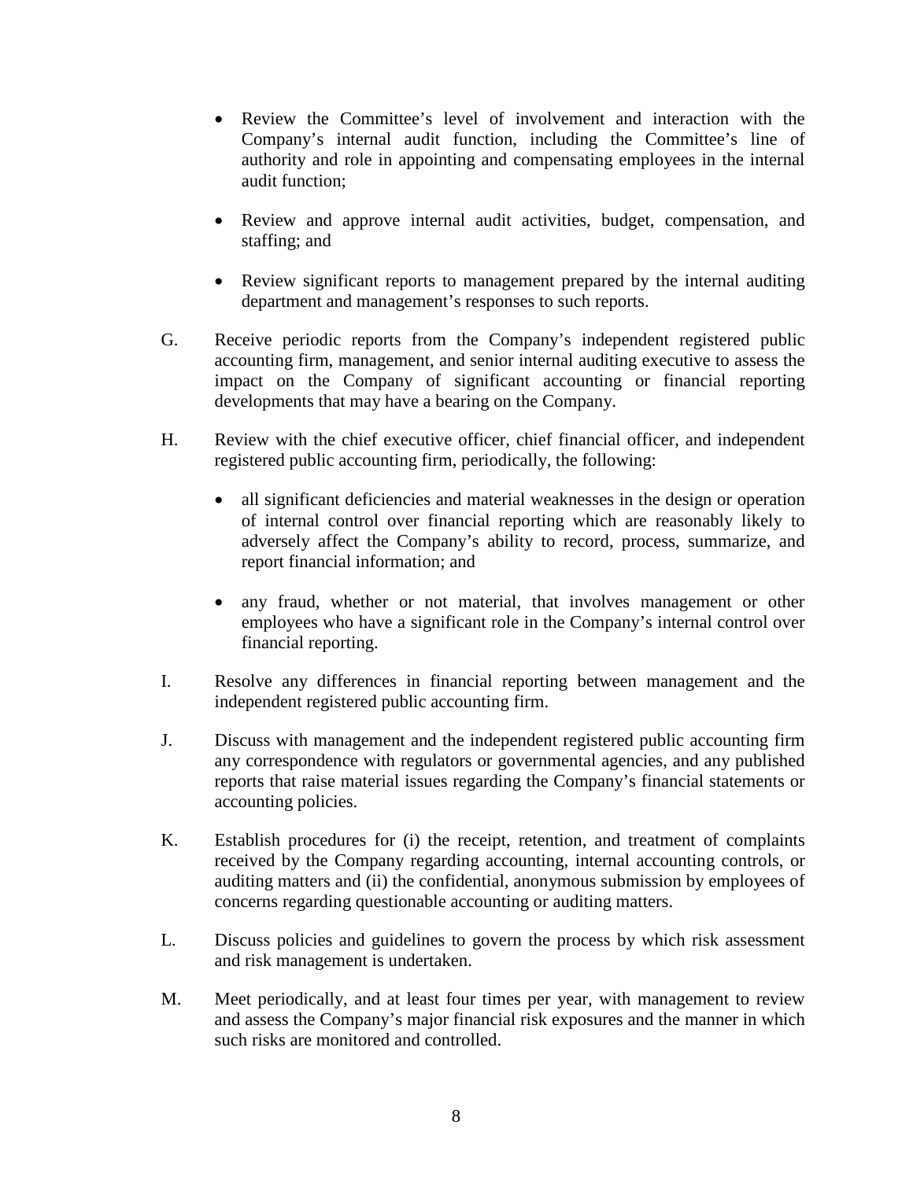- Review the Committee's level of involvement and interaction with the Company's internal audit function, including the Committee's line of authority and role in appointing and compensating employees in the internal audit function;

- Review and approve internal audit activities, budget, compensation, and staffing; and

- Review significant reports to management prepared by the internal auditing department and management's responses to such reports.

G. Receive periodic reports from the Company's independent registered public accounting firm, management, and senior internal auditing executive to assess the impact on the Company of significant accounting or financial reporting developments that may have a bearing on the Company.

H. Review with the chief executive officer, chief financial officer, and independent registered public accounting firm, periodically, the following:

   - all significant deficiencies and material weaknesses in the design or operation of internal control over financial reporting which are reasonably likely to adversely affect the Company's ability to record, process, summarize, and report financial information; and

   - any fraud, whether or not material, that involves management or other employees who have a significant role in the Company's internal control over financial reporting.

I. Resolve any differences in financial reporting between management and the independent registered public accounting firm.

J. Discuss with management and the independent registered public accounting firm any correspondence with regulators or governmental agencies, and any published reports that raise material issues regarding the Company's financial statements or accounting policies.

K. Establish procedures for (i) the receipt, retention, and treatment of complaints received by the Company regarding accounting, internal accounting controls, or auditing matters and (ii) the confidential, anonymous submission by employees of concerns regarding questionable accounting or auditing matters.

L. Discuss policies and guidelines to govern the process by which risk assessment and risk management is undertaken.

M. Meet periodically, and at least four times per year, with management to review and assess the Company's major financial risk exposures and the manner in which such risks are monitored and controlled.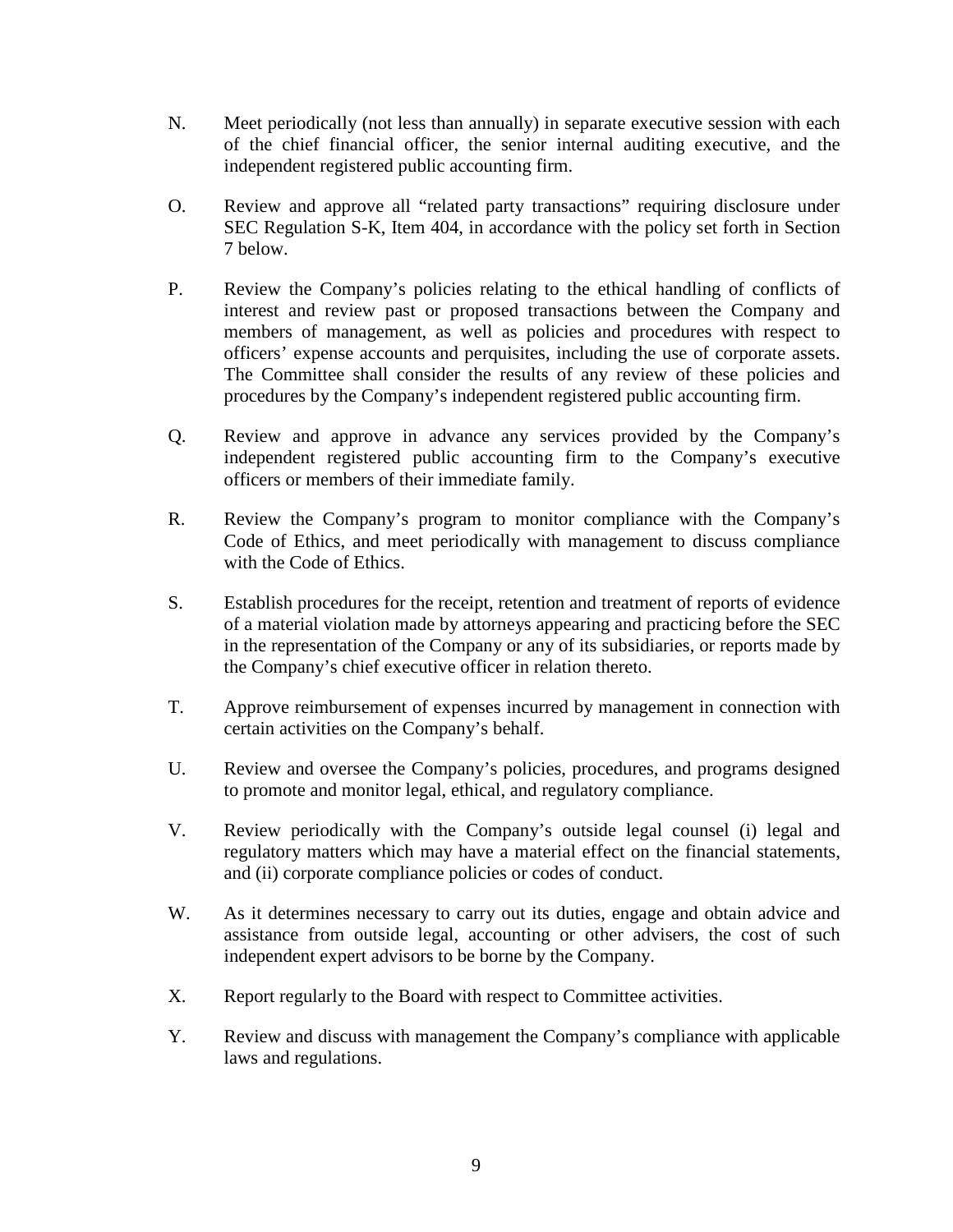N. Meet periodically (not less than annually) in separate executive session with each of the chief financial officer, the senior internal auditing executive, and the independent registered public accounting firm.

O. Review and approve all "related party transactions" requiring disclosure under SEC Regulation S-K, Item 404, in accordance with the policy set forth in Section 7 below.

P. Review the Company's policies relating to the ethical handling of conflicts of interest and review past or proposed transactions between the Company and members of management, as well as policies and procedures with respect to officers' expense accounts and perquisites, including the use of corporate assets. The Committee shall consider the results of any review of these policies and procedures by the Company's independent registered public accounting firm.

Q. Review and approve in advance any services provided by the Company's independent registered public accounting firm to the Company's executive officers or members of their immediate family.

R. Review the Company's program to monitor compliance with the Company's Code of Ethics, and meet periodically with management to discuss compliance with the Code of Ethics.

S. Establish procedures for the receipt, retention and treatment of reports of evidence of a material violation made by attorneys appearing and practicing before the SEC in the representation of the Company or any of its subsidiaries, or reports made by the Company's chief executive officer in relation thereto.

T. Approve reimbursement of expenses incurred by management in connection with certain activities on the Company's behalf.

U. Review and oversee the Company's policies, procedures, and programs designed to promote and monitor legal, ethical, and regulatory compliance.

V. Review periodically with the Company's outside legal counsel (i) legal and regulatory matters which may have a material effect on the financial statements, and (ii) corporate compliance policies or codes of conduct.

W. As it determines necessary to carry out its duties, engage and obtain advice and assistance from outside legal, accounting or other advisers, the cost of such independent expert advisors to be borne by the Company.

X. Report regularly to the Board with respect to Committee activities.

Y. Review and discuss with management the Company's compliance with applicable laws and regulations.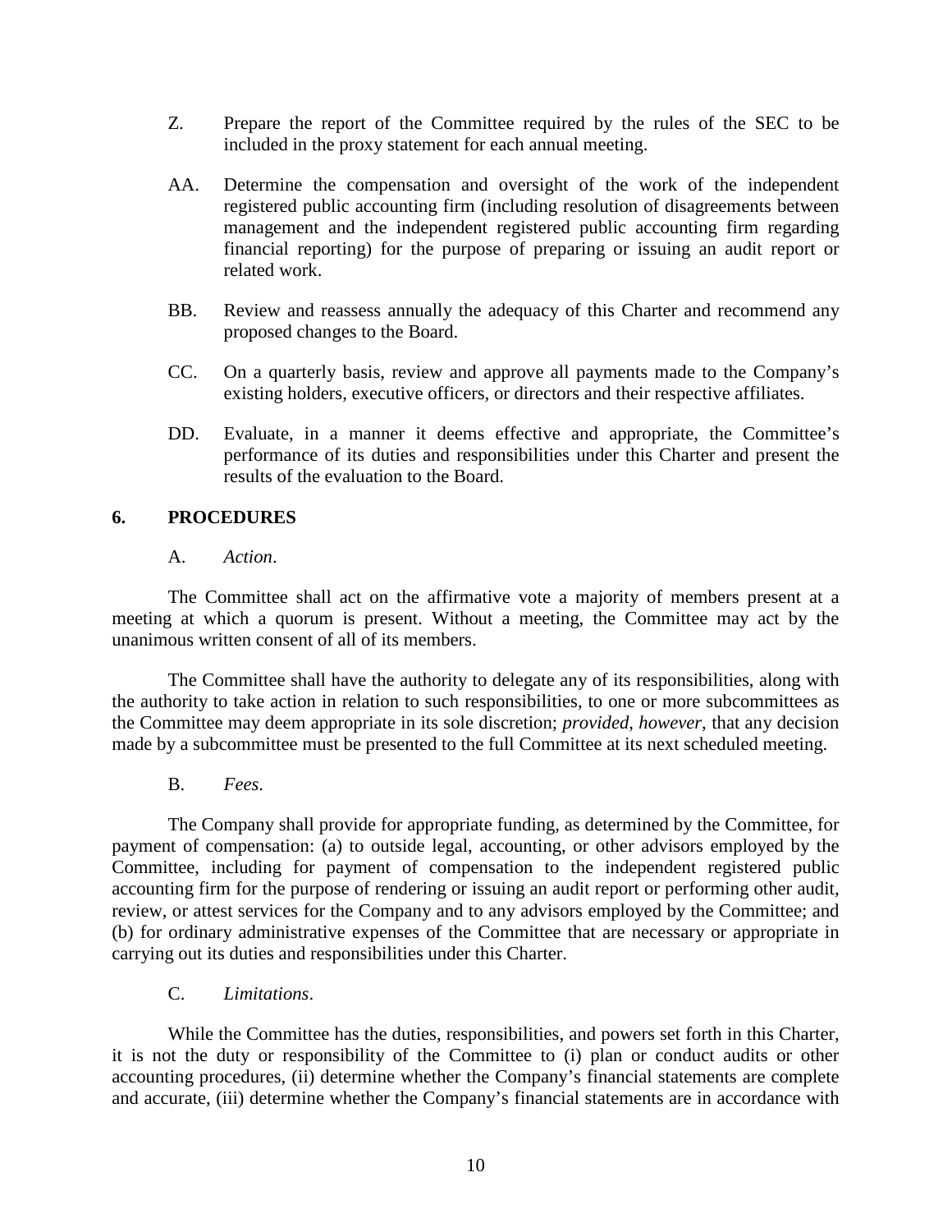Z. Prepare the report of the Committee required by the rules of the SEC to be included in the proxy statement for each annual meeting.

AA. Determine the compensation and oversight of the work of the independent registered public accounting firm (including resolution of disagreements between management and the independent registered public accounting firm regarding financial reporting) for the purpose of preparing or issuing an audit report or related work.

BB. Review and reassess annually the adequacy of this Charter and recommend any proposed changes to the Board.

CC. On a quarterly basis, review and approve all payments made to the Company's existing holders, executive officers, or directors and their respective affiliates.

DD. Evaluate, in a manner it deems effective and appropriate, the Committee's performance of its duties and responsibilities under this Charter and present the results of the evaluation to the Board.

## 6. PROCEDURES

A. *Action*.

The Committee shall act on the affirmative vote a majority of members present at a meeting at which a quorum is present. Without a meeting, the Committee may act by the unanimous written consent of all of its members.

The Committee shall have the authority to delegate any of its responsibilities, along with the authority to take action in relation to such responsibilities, to one or more subcommittees as the Committee may deem appropriate in its sole discretion; *provided*, *however*, that any decision made by a subcommittee must be presented to the full Committee at its next scheduled meeting.

B. *Fees*.

The Company shall provide for appropriate funding, as determined by the Committee, for payment of compensation: (a) to outside legal, accounting, or other advisors employed by the Committee, including for payment of compensation to the independent registered public accounting firm for the purpose of rendering or issuing an audit report or performing other audit, review, or attest services for the Company and to any advisors employed by the Committee; and (b) for ordinary administrative expenses of the Committee that are necessary or appropriate in carrying out its duties and responsibilities under this Charter.

C. *Limitations*.

While the Committee has the duties, responsibilities, and powers set forth in this Charter, it is not the duty or responsibility of the Committee to (i) plan or conduct audits or other accounting procedures, (ii) determine whether the Company's financial statements are complete and accurate, (iii) determine whether the Company's financial statements are in accordance with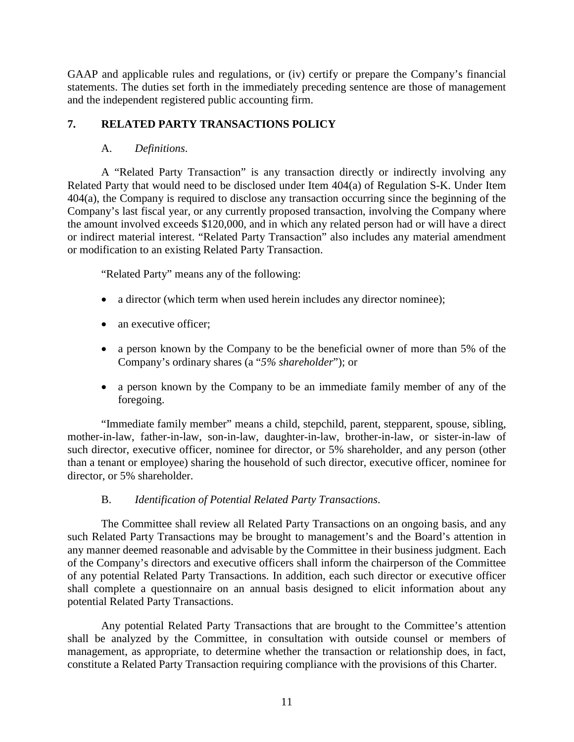GAAP and applicable rules and regulations, or (iv) certify or prepare the Company's financial statements. The duties set forth in the immediately preceding sentence are those of management and the independent registered public accounting firm.

## 7. RELATED PARTY TRANSACTIONS POLICY

### A. *Definitions*.

A "Related Party Transaction" is any transaction directly or indirectly involving any Related Party that would need to be disclosed under Item 404(a) of Regulation S-K. Under Item 404(a), the Company is required to disclose any transaction occurring since the beginning of the Company's last fiscal year, or any currently proposed transaction, involving the Company where the amount involved exceeds $120,000, and in which any related person had or will have a direct or indirect material interest. "Related Party Transaction" also includes any material amendment or modification to an existing Related Party Transaction.

"Related Party" means any of the following:

- a director (which term when used herein includes any director nominee);
- an executive officer;
- a person known by the Company to be the beneficial owner of more than 5% of the Company's ordinary shares (a "*5% shareholder*"); or
- a person known by the Company to be an immediate family member of any of the foregoing.

"Immediate family member" means a child, stepchild, parent, stepparent, spouse, sibling, mother-in-law, father-in-law, son-in-law, daughter-in-law, brother-in-law, or sister-in-law of such director, executive officer, nominee for director, or 5% shareholder, and any person (other than a tenant or employee) sharing the household of such director, executive officer, nominee for director, or 5% shareholder.

### B. *Identification of Potential Related Party Transactions*.

The Committee shall review all Related Party Transactions on an ongoing basis, and any such Related Party Transactions may be brought to management's and the Board's attention in any manner deemed reasonable and advisable by the Committee in their business judgment. Each of the Company's directors and executive officers shall inform the chairperson of the Committee of any potential Related Party Transactions. In addition, each such director or executive officer shall complete a questionnaire on an annual basis designed to elicit information about any potential Related Party Transactions.

Any potential Related Party Transactions that are brought to the Committee's attention shall be analyzed by the Committee, in consultation with outside counsel or members of management, as appropriate, to determine whether the transaction or relationship does, in fact, constitute a Related Party Transaction requiring compliance with the provisions of this Charter.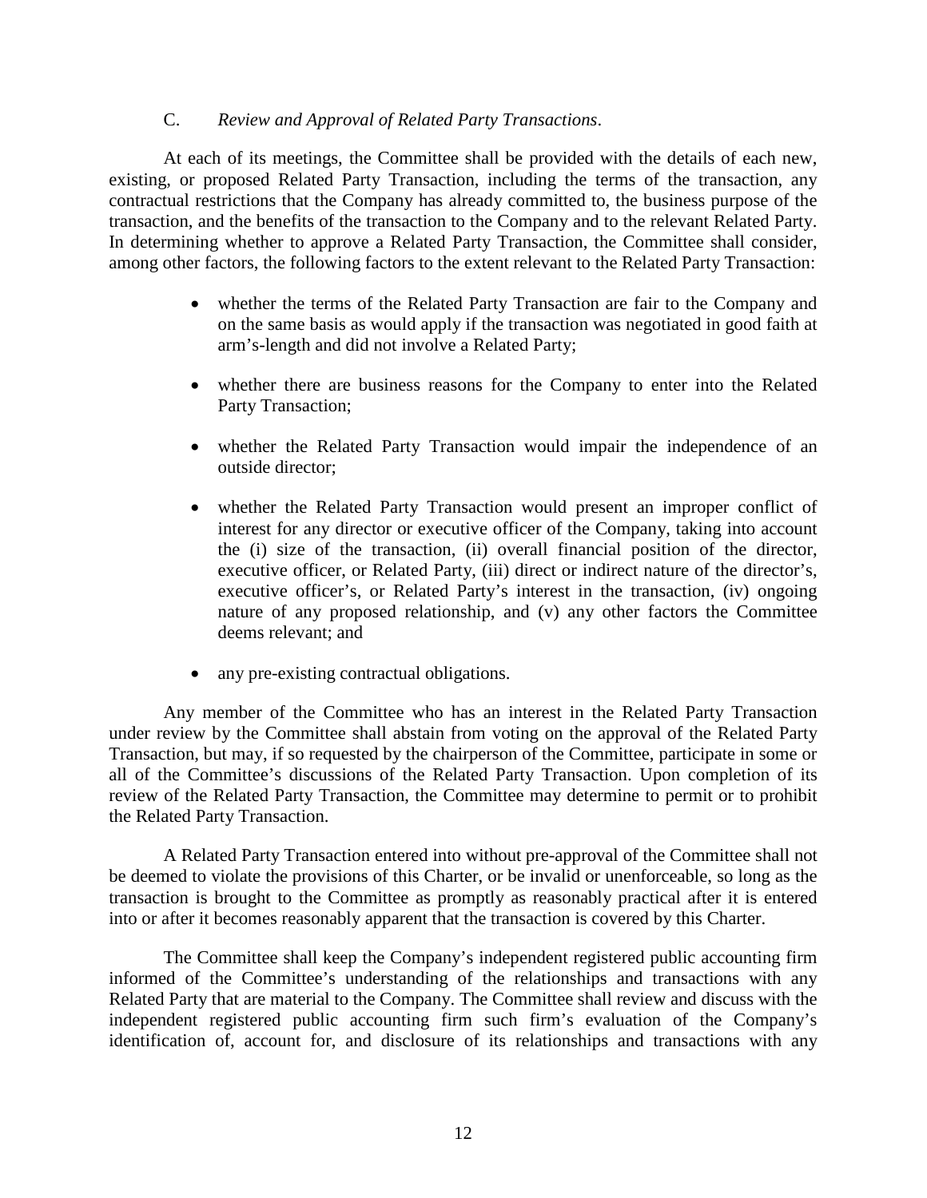### C. *Review and Approval of Related Party Transactions*.

At each of its meetings, the Committee shall be provided with the details of each new, existing, or proposed Related Party Transaction, including the terms of the transaction, any contractual restrictions that the Company has already committed to, the business purpose of the transaction, and the benefits of the transaction to the Company and to the relevant Related Party. In determining whether to approve a Related Party Transaction, the Committee shall consider, among other factors, the following factors to the extent relevant to the Related Party Transaction:

- whether the terms of the Related Party Transaction are fair to the Company and on the same basis as would apply if the transaction was negotiated in good faith at arm's-length and did not involve a Related Party;
- whether there are business reasons for the Company to enter into the Related Party Transaction;
- whether the Related Party Transaction would impair the independence of an outside director;
- whether the Related Party Transaction would present an improper conflict of interest for any director or executive officer of the Company, taking into account the (i) size of the transaction, (ii) overall financial position of the director, executive officer, or Related Party, (iii) direct or indirect nature of the director's, executive officer's, or Related Party's interest in the transaction, (iv) ongoing nature of any proposed relationship, and (v) any other factors the Committee deems relevant; and
- any pre-existing contractual obligations.

Any member of the Committee who has an interest in the Related Party Transaction under review by the Committee shall abstain from voting on the approval of the Related Party Transaction, but may, if so requested by the chairperson of the Committee, participate in some or all of the Committee's discussions of the Related Party Transaction. Upon completion of its review of the Related Party Transaction, the Committee may determine to permit or to prohibit the Related Party Transaction.

A Related Party Transaction entered into without pre-approval of the Committee shall not be deemed to violate the provisions of this Charter, or be invalid or unenforceable, so long as the transaction is brought to the Committee as promptly as reasonably practical after it is entered into or after it becomes reasonably apparent that the transaction is covered by this Charter.

The Committee shall keep the Company's independent registered public accounting firm informed of the Committee's understanding of the relationships and transactions with any Related Party that are material to the Company. The Committee shall review and discuss with the independent registered public accounting firm such firm's evaluation of the Company's identification of, account for, and disclosure of its relationships and transactions with any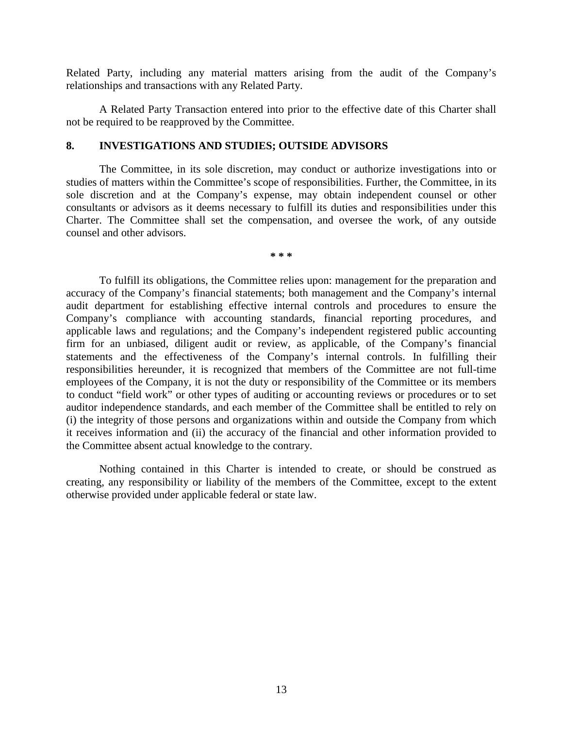Related Party, including any material matters arising from the audit of the Company's relationships and transactions with any Related Party.

A Related Party Transaction entered into prior to the effective date of this Charter shall not be required to be reapproved by the Committee.

## 8. INVESTIGATIONS AND STUDIES; OUTSIDE ADVISORS

The Committee, in its sole discretion, may conduct or authorize investigations into or studies of matters within the Committee's scope of responsibilities. Further, the Committee, in its sole discretion and at the Company's expense, may obtain independent counsel or other consultants or advisors as it deems necessary to fulfill its duties and responsibilities under this Charter. The Committee shall set the compensation, and oversee the work, of any outside counsel and other advisors.

**\* \* \***

To fulfill its obligations, the Committee relies upon: management for the preparation and accuracy of the Company's financial statements; both management and the Company's internal audit department for establishing effective internal controls and procedures to ensure the Company's compliance with accounting standards, financial reporting procedures, and applicable laws and regulations; and the Company's independent registered public accounting firm for an unbiased, diligent audit or review, as applicable, of the Company's financial statements and the effectiveness of the Company's internal controls. In fulfilling their responsibilities hereunder, it is recognized that members of the Committee are not full-time employees of the Company, it is not the duty or responsibility of the Committee or its members to conduct "field work" or other types of auditing or accounting reviews or procedures or to set auditor independence standards, and each member of the Committee shall be entitled to rely on (i) the integrity of those persons and organizations within and outside the Company from which it receives information and (ii) the accuracy of the financial and other information provided to the Committee absent actual knowledge to the contrary.

Nothing contained in this Charter is intended to create, or should be construed as creating, any responsibility or liability of the members of the Committee, except to the extent otherwise provided under applicable federal or state law.